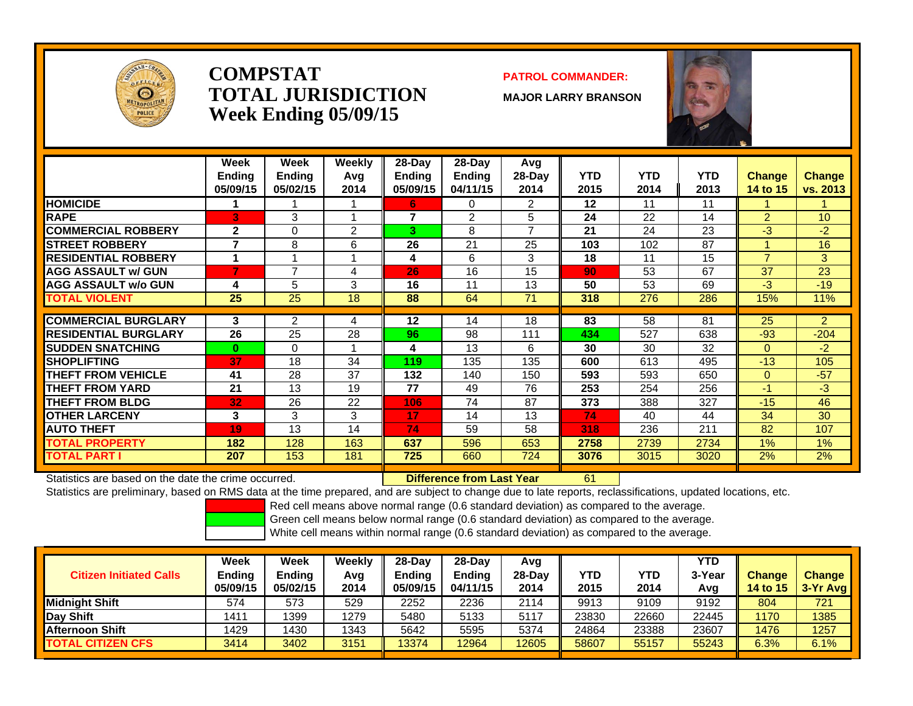# COMPSTAT
# TOTAL JURISDICTION
# Week Ending 05/09/15

**PATROL COMMANDER:**

**MAJOR LARRY BRANSON**

| | Week Ending 05/09/15 | Week Ending 05/02/15 | Weekly Avg 2014 | 28-Day Ending 05/09/15 | 28-Day Ending 04/11/15 | Avg 28-Day 2014 | YTD 2015 | YTD 2014 | YTD 2013 | Change 14 to 15 | Change vs. 2013 |
|---|---|---|---|---|---|---|---|---|---|---|---|
| HOMICIDE | 1 | 1 | 1 | 6 | 0 | 2 | 12 | 11 | 11 | 1 | 1 |
| RAPE | 3 | 3 | 1 | 7 | 2 | 5 | 24 | 22 | 14 | 2 | 10 |
| COMMERCIAL ROBBERY | 2 | 0 | 2 | 3 | 8 | 7 | 21 | 24 | 23 | -3 | -2 |
| STREET ROBBERY | 7 | 8 | 6 | 26 | 21 | 25 | 103 | 102 | 87 | 1 | 16 |
| RESIDENTIAL ROBBERY | 1 | 1 | 1 | 4 | 6 | 3 | 18 | 11 | 15 | 7 | 3 |
| AGG ASSAULT w/ GUN | 7 | 7 | 4 | 26 | 16 | 15 | 90 | 53 | 67 | 37 | 23 |
| AGG ASSAULT w/o GUN | 4 | 5 | 3 | 16 | 11 | 13 | 50 | 53 | 69 | -3 | -19 |
| TOTAL VIOLENT | 25 | 25 | 18 | 88 | 64 | 71 | 318 | 276 | 286 | 15% | 11% |
| COMMERCIAL BURGLARY | 3 | 2 | 4 | 12 | 14 | 18 | 83 | 58 | 81 | 25 | 2 |
| RESIDENTIAL BURGLARY | 26 | 25 | 28 | 96 | 98 | 111 | 434 | 527 | 638 | -93 | -204 |
| SUDDEN SNATCHING | 0 | 0 | 1 | 4 | 13 | 6 | 30 | 30 | 32 | 0 | -2 |
| SHOPLIFTING | 37 | 18 | 34 | 119 | 135 | 135 | 600 | 613 | 495 | -13 | 105 |
| THEFT FROM VEHICLE | 41 | 28 | 37 | 132 | 140 | 150 | 593 | 593 | 650 | 0 | -57 |
| THEFT FROM YARD | 21 | 13 | 19 | 77 | 49 | 76 | 253 | 254 | 256 | -1 | -3 |
| THEFT FROM BLDG | 32 | 26 | 22 | 106 | 74 | 87 | 373 | 388 | 327 | -15 | 46 |
| OTHER LARCENY | 3 | 3 | 3 | 17 | 14 | 13 | 74 | 40 | 44 | 34 | 30 |
| AUTO THEFT | 19 | 13 | 14 | 74 | 59 | 58 | 318 | 236 | 211 | 82 | 107 |
| TOTAL PROPERTY | 182 | 128 | 163 | 637 | 596 | 653 | 2758 | 2739 | 2734 | 1% | 1% |
| TOTAL PART I | 207 | 153 | 181 | 725 | 660 | 724 | 3076 | 3015 | 3020 | 2% | 2% |

Statistics are based on the date the crime occurred. **Difference from Last Year** 61

Statistics are preliminary, based on RMS data at the time prepared, and are subject to change due to late reports, reclassifications, updated locations, etc.

Red cell means above normal range (0.6 standard deviation) as compared to the average.
Green cell means below normal range (0.6 standard deviation) as compared to the average.
White cell means within normal range (0.6 standard deviation) as compared to the average.

| Citizen Initiated Calls | Week Ending 05/09/15 | Week Ending 05/02/15 | Weekly Avg 2014 | 28-Day Ending 05/09/15 | 28-Day Ending 04/11/15 | Avg 28-Day 2014 | YTD 2015 | YTD 2014 | YTD 3-Year Avg | Change 14 to 15 | Change 3-Yr Avg |
|---|---|---|---|---|---|---|---|---|---|---|---|
| Midnight Shift | 574 | 573 | 529 | 2252 | 2236 | 2114 | 9913 | 9109 | 9192 | 804 | 721 |
| Day Shift | 1411 | 1399 | 1279 | 5480 | 5133 | 5117 | 23830 | 22660 | 22445 | 1170 | 1385 |
| Afternoon Shift | 1429 | 1430 | 1343 | 5642 | 5595 | 5374 | 24864 | 23388 | 23607 | 1476 | 1257 |
| TOTAL CITIZEN CFS | 3414 | 3402 | 3151 | 13374 | 12964 | 12605 | 58607 | 55157 | 55243 | 6.3% | 6.1% |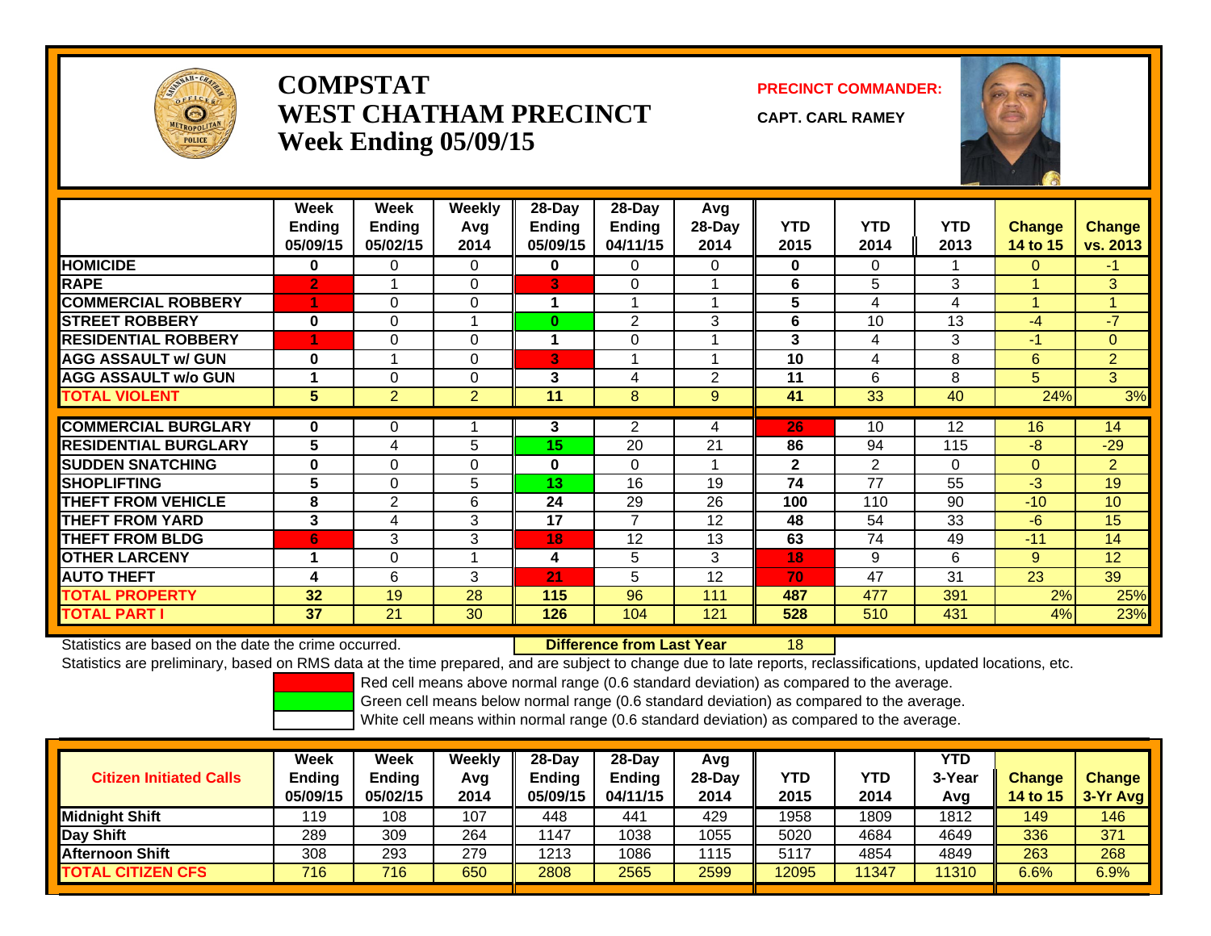# COMPSTAT
# WEST CHATHAM PRECINCT
## Week Ending 05/09/15

**PRECINCT COMMANDER:**

**CAPT. CARL RAMEY**

| | Week Ending 05/09/15 | Week Ending 05/02/15 | Weekly Avg 2014 | 28-Day Ending 05/09/15 | 28-Day Ending 04/11/15 | Avg 28-Day 2014 | YTD 2015 | YTD 2014 | YTD 2013 | Change 14 to 15 | Change vs. 2013 |
|---|---|---|---|---|---|---|---|---|---|---|---|
| HOMICIDE | 0 | 0 | 0 | 0 | 0 | 0 | 0 | 0 | 1 | 0 | -1 |
| RAPE | 2 | 1 | 0 | 3 | 0 | 1 | 6 | 5 | 3 | 1 | 3 |
| COMMERCIAL ROBBERY | 1 | 0 | 0 | 1 | 1 | 1 | 5 | 4 | 4 | 1 | 1 |
| STREET ROBBERY | 0 | 0 | 1 | 0 | 2 | 3 | 6 | 10 | 13 | -4 | -7 |
| RESIDENTIAL ROBBERY | 1 | 0 | 0 | 1 | 0 | 1 | 3 | 4 | 3 | -1 | 0 |
| AGG ASSAULT w/ GUN | 0 | 1 | 0 | 3 | 1 | 1 | 10 | 4 | 8 | 6 | 2 |
| AGG ASSAULT w/o GUN | 1 | 0 | 0 | 3 | 4 | 2 | 11 | 6 | 8 | 5 | 3 |
| TOTAL VIOLENT | 5 | 2 | 2 | 11 | 8 | 9 | 41 | 33 | 40 | 24% | 3% |
| COMMERCIAL BURGLARY | 0 | 0 | 1 | 3 | 2 | 4 | 26 | 10 | 12 | 16 | 14 |
| RESIDENTIAL BURGLARY | 5 | 4 | 5 | 15 | 20 | 21 | 86 | 94 | 115 | -8 | -29 |
| SUDDEN SNATCHING | 0 | 0 | 0 | 0 | 0 | 1 | 2 | 2 | 0 | 0 | 2 |
| SHOPLIFTING | 5 | 0 | 5 | 13 | 16 | 19 | 74 | 77 | 55 | -3 | 19 |
| THEFT FROM VEHICLE | 8 | 2 | 6 | 24 | 29 | 26 | 100 | 110 | 90 | -10 | 10 |
| THEFT FROM YARD | 3 | 4 | 3 | 17 | 7 | 12 | 48 | 54 | 33 | -6 | 15 |
| THEFT FROM BLDG | 6 | 3 | 3 | 18 | 12 | 13 | 63 | 74 | 49 | -11 | 14 |
| OTHER LARCENY | 1 | 0 | 1 | 4 | 5 | 3 | 18 | 9 | 6 | 9 | 12 |
| AUTO THEFT | 4 | 6 | 3 | 21 | 5 | 12 | 70 | 47 | 31 | 23 | 39 |
| TOTAL PROPERTY | 32 | 19 | 28 | 115 | 96 | 111 | 487 | 477 | 391 | 2% | 25% |
| TOTAL PART I | 37 | 21 | 30 | 126 | 104 | 121 | 528 | 510 | 431 | 4% | 23% |

Statistics are based on the date the crime occurred. **Difference from Last Year** 18

Statistics are preliminary, based on RMS data at the time prepared, and are subject to change due to late reports, reclassifications, updated locations, etc.

Red cell means above normal range (0.6 standard deviation) as compared to the average.
Green cell means below normal range (0.6 standard deviation) as compared to the average.
White cell means within normal range (0.6 standard deviation) as compared to the average.

| Citizen Initiated Calls | Week Ending 05/09/15 | Week Ending 05/02/15 | Weekly Avg 2014 | 28-Day Ending 05/09/15 | 28-Day Ending 04/11/15 | Avg 28-Day 2014 | YTD 2015 | YTD 2014 | YTD 3-Year Avg | Change 14 to 15 | Change 3-Yr Avg |
|---|---|---|---|---|---|---|---|---|---|---|---|
| Midnight Shift | 119 | 108 | 107 | 448 | 441 | 429 | 1958 | 1809 | 1812 | 149 | 146 |
| Day Shift | 289 | 309 | 264 | 1147 | 1038 | 1055 | 5020 | 4684 | 4649 | 336 | 371 |
| Afternoon Shift | 308 | 293 | 279 | 1213 | 1086 | 1115 | 5117 | 4854 | 4849 | 263 | 268 |
| TOTAL CITIZEN CFS | 716 | 716 | 650 | 2808 | 2565 | 2599 | 12095 | 11347 | 11310 | 6.6% | 6.9% |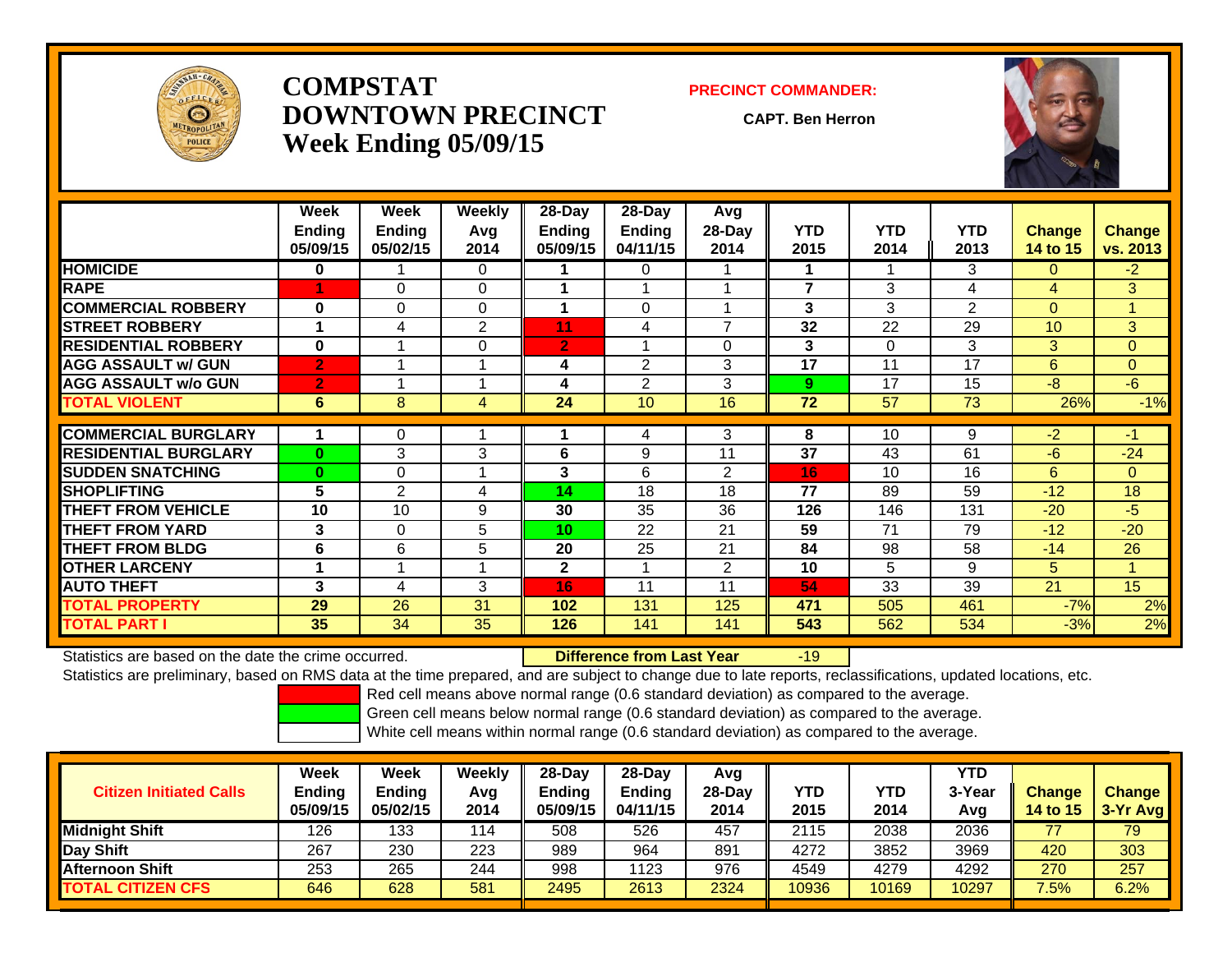# COMPSTAT
# DOWNTOWN PRECINCT
# Week Ending 05/09/15

**PRECINCT COMMANDER:**

**CAPT. Ben Herron**

| | Week Ending 05/09/15 | Week Ending 05/02/15 | Weekly Avg 2014 | 28-Day Ending 05/09/15 | 28-Day Ending 04/11/15 | Avg 28-Day 2014 | YTD 2015 | YTD 2014 | YTD 2013 | Change 14 to 15 | Change vs. 2013 |
|---|---|---|---|---|---|---|---|---|---|---|---|
| **HOMICIDE** | 0 | 1 | 0 | 1 | 0 | 1 | 1 | 1 | 3 | 0 | -2 |
| **RAPE** | 1 | 0 | 0 | 1 | 1 | 1 | 7 | 3 | 4 | 4 | 3 |
| **COMMERCIAL ROBBERY** | 0 | 0 | 0 | 1 | 0 | 1 | 3 | 3 | 2 | 0 | 1 |
| **STREET ROBBERY** | 1 | 4 | 2 | 11 | 4 | 7 | 32 | 22 | 29 | 10 | 3 |
| **RESIDENTIAL ROBBERY** | 0 | 1 | 0 | 2 | 1 | 0 | 3 | 0 | 3 | 3 | 0 |
| **AGG ASSAULT w/ GUN** | 2 | 1 | 1 | 4 | 2 | 3 | 17 | 11 | 17 | 6 | 0 |
| **AGG ASSAULT w/o GUN** | 2 | 1 | 1 | 4 | 2 | 3 | 9 | 17 | 15 | -8 | -6 |
| **TOTAL VIOLENT** | 6 | 8 | 4 | 24 | 10 | 16 | 72 | 57 | 73 | 26% | -1% |
| **COMMERCIAL BURGLARY** | 1 | 0 | 1 | 1 | 4 | 3 | 8 | 10 | 9 | -2 | -1 |
| **RESIDENTIAL BURGLARY** | 0 | 3 | 3 | 6 | 9 | 11 | 37 | 43 | 61 | -6 | -24 |
| **SUDDEN SNATCHING** | 0 | 0 | 1 | 3 | 6 | 2 | 16 | 10 | 16 | 6 | 0 |
| **SHOPLIFTING** | 5 | 2 | 4 | 14 | 18 | 18 | 77 | 89 | 59 | -12 | 18 |
| **THEFT FROM VEHICLE** | 10 | 10 | 9 | 30 | 35 | 36 | 126 | 146 | 131 | -20 | -5 |
| **THEFT FROM YARD** | 3 | 0 | 5 | 10 | 22 | 21 | 59 | 71 | 79 | -12 | -20 |
| **THEFT FROM BLDG** | 6 | 6 | 5 | 20 | 25 | 21 | 84 | 98 | 58 | -14 | 26 |
| **OTHER LARCENY** | 1 | 1 | 1 | 2 | 1 | 2 | 10 | 5 | 9 | 5 | 1 |
| **AUTO THEFT** | 3 | 4 | 3 | 16 | 11 | 11 | 54 | 33 | 39 | 21 | 15 |
| **TOTAL PROPERTY** | 29 | 26 | 31 | 102 | 131 | 125 | 471 | 505 | 461 | -7% | 2% |
| **TOTAL PART I** | 35 | 34 | 35 | 126 | 141 | 141 | 543 | 562 | 534 | -3% | 2% |

Statistics are based on the date the crime occurred. **Difference from Last Year** -19

Statistics are preliminary, based on RMS data at the time prepared, and are subject to change due to late reports, reclassifications, updated locations, etc.

Red cell means above normal range (0.6 standard deviation) as compared to the average.

Green cell means below normal range (0.6 standard deviation) as compared to the average.

White cell means within normal range (0.6 standard deviation) as compared to the average.

| Citizen Initiated Calls | Week Ending 05/09/15 | Week Ending 05/02/15 | Weekly Avg 2014 | 28-Day Ending 05/09/15 | 28-Day Ending 04/11/15 | Avg 28-Day 2014 | YTD 2015 | YTD 2014 | YTD 3-Year Avg | Change 14 to 15 | Change 3-Yr Avg |
|---|---|---|---|---|---|---|---|---|---|---|---|
| **Midnight Shift** | 126 | 133 | 114 | 508 | 526 | 457 | 2115 | 2038 | 2036 | 77 | 79 |
| **Day Shift** | 267 | 230 | 223 | 989 | 964 | 891 | 4272 | 3852 | 3969 | 420 | 303 |
| **Afternoon Shift** | 253 | 265 | 244 | 998 | 1123 | 976 | 4549 | 4279 | 4292 | 270 | 257 |
| **TOTAL CITIZEN CFS** | 646 | 628 | 581 | 2495 | 2613 | 2324 | 10936 | 10169 | 10297 | 7.5% | 6.2% |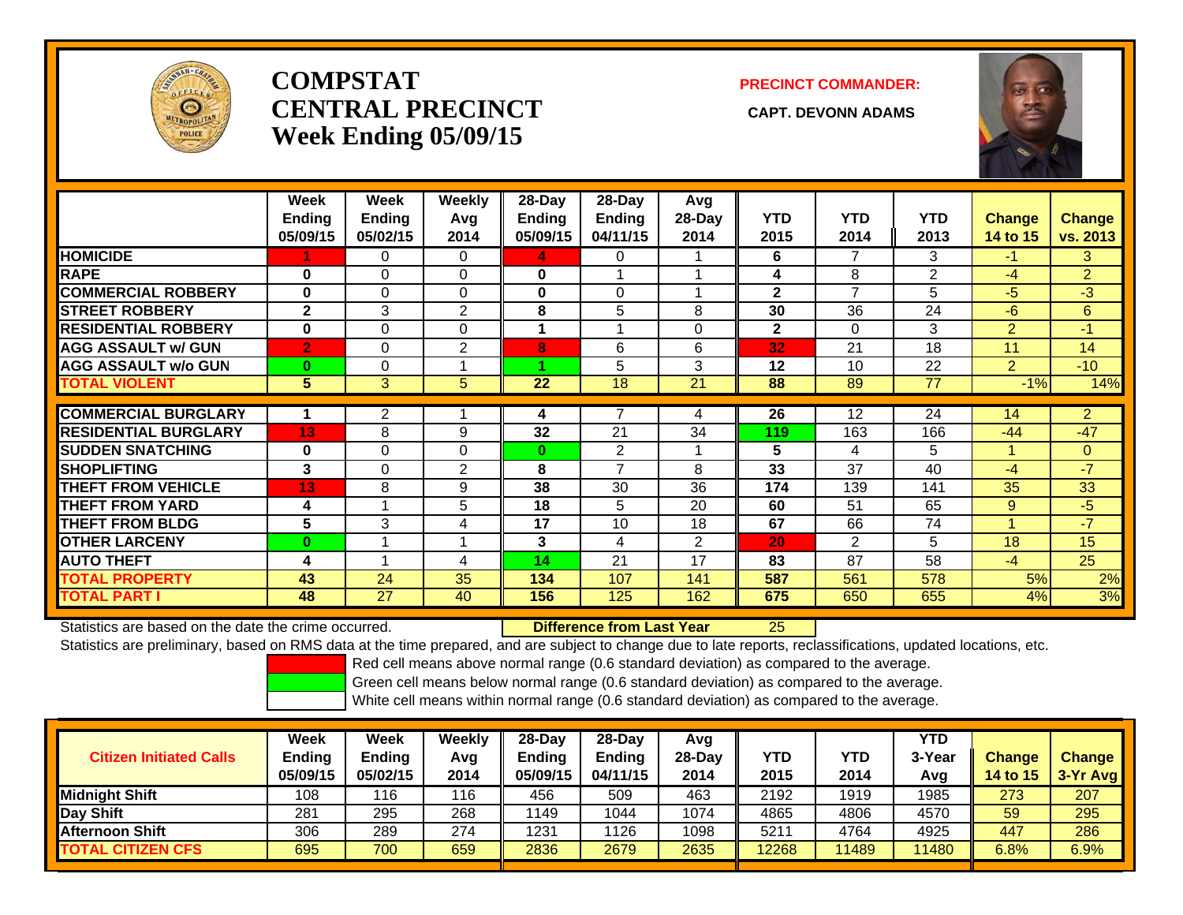# COMPSTAT
# CENTRAL PRECINCT
# Week Ending 05/09/15

**PRECINCT COMMANDER:**

**CAPT. DEVONN ADAMS**

| | Week Ending 05/09/15 | Week Ending 05/02/15 | Weekly Avg 2014 | 28-Day Ending 05/09/15 | 28-Day Ending 04/11/15 | Avg 28-Day 2014 | YTD 2015 | YTD 2014 | YTD 2013 | Change 14 to 15 | Change vs. 2013 |
|---|---|---|---|---|---|---|---|---|---|---|---|
| **HOMICIDE** | 1 | 0 | 0 | 4 | 0 | 1 | 6 | 7 | 3 | -1 | 3 |
| **RAPE** | 0 | 0 | 0 | 0 | 1 | 1 | 4 | 8 | 2 | -4 | 2 |
| **COMMERCIAL ROBBERY** | 0 | 0 | 0 | 0 | 0 | 1 | 2 | 7 | 5 | -5 | -3 |
| **STREET ROBBERY** | 2 | 3 | 2 | 8 | 5 | 8 | 30 | 36 | 24 | -6 | 6 |
| **RESIDENTIAL ROBBERY** | 0 | 0 | 0 | 1 | 1 | 0 | 2 | 0 | 3 | 2 | -1 |
| **AGG ASSAULT w/ GUN** | 2 | 0 | 2 | 8 | 6 | 6 | 32 | 21 | 18 | 11 | 14 |
| **AGG ASSAULT w/o GUN** | 0 | 0 | 1 | 1 | 5 | 3 | 12 | 10 | 22 | 2 | -10 |
| **TOTAL VIOLENT** | 5 | 3 | 5 | 22 | 18 | 21 | 88 | 89 | 77 | -1% | 14% |
| **COMMERCIAL BURGLARY** | 1 | 2 | 1 | 4 | 7 | 4 | 26 | 12 | 24 | 14 | 2 |
| **RESIDENTIAL BURGLARY** | 13 | 8 | 9 | 32 | 21 | 34 | 119 | 163 | 166 | -44 | -47 |
| **SUDDEN SNATCHING** | 0 | 0 | 0 | 0 | 2 | 1 | 5 | 4 | 5 | 1 | 0 |
| **SHOPLIFTING** | 3 | 0 | 2 | 8 | 7 | 8 | 33 | 37 | 40 | -4 | -7 |
| **THEFT FROM VEHICLE** | 13 | 8 | 9 | 38 | 30 | 36 | 174 | 139 | 141 | 35 | 33 |
| **THEFT FROM YARD** | 4 | 1 | 5 | 18 | 5 | 20 | 60 | 51 | 65 | 9 | -5 |
| **THEFT FROM BLDG** | 5 | 3 | 4 | 17 | 10 | 18 | 67 | 66 | 74 | 1 | -7 |
| **OTHER LARCENY** | 0 | 1 | 1 | 3 | 4 | 2 | 20 | 2 | 5 | 18 | 15 |
| **AUTO THEFT** | 4 | 1 | 4 | 14 | 21 | 17 | 83 | 87 | 58 | -4 | 25 |
| **TOTAL PROPERTY** | 43 | 24 | 35 | 134 | 107 | 141 | 587 | 561 | 578 | 5% | 2% |
| **TOTAL PART I** | 48 | 27 | 40 | 156 | 125 | 162 | 675 | 650 | 655 | 4% | 3% |

Statistics are based on the date the crime occurred. **Difference from Last Year** 25

Statistics are preliminary, based on RMS data at the time prepared, and are subject to change due to late reports, reclassifications, updated locations, etc.

Red cell means above normal range (0.6 standard deviation) as compared to the average.

Green cell means below normal range (0.6 standard deviation) as compared to the average.

White cell means within normal range (0.6 standard deviation) as compared to the average.

| Citizen Initiated Calls | Week Ending 05/09/15 | Week Ending 05/02/15 | Weekly Avg 2014 | 28-Day Ending 05/09/15 | 28-Day Ending 04/11/15 | Avg 28-Day 2014 | YTD 2015 | YTD 2014 | YTD 3-Year Avg | Change 14 to 15 | Change 3-Yr Avg |
|---|---|---|---|---|---|---|---|---|---|---|---|
| **Midnight Shift** | 108 | 116 | 116 | 456 | 509 | 463 | 2192 | 1919 | 1985 | 273 | 207 |
| **Day Shift** | 281 | 295 | 268 | 1149 | 1044 | 1074 | 4865 | 4806 | 4570 | 59 | 295 |
| **Afternoon Shift** | 306 | 289 | 274 | 1231 | 1126 | 1098 | 5211 | 4764 | 4925 | 447 | 286 |
| **TOTAL CITIZEN CFS** | 695 | 700 | 659 | 2836 | 2679 | 2635 | 12268 | 11489 | 11480 | 6.8% | 6.9% |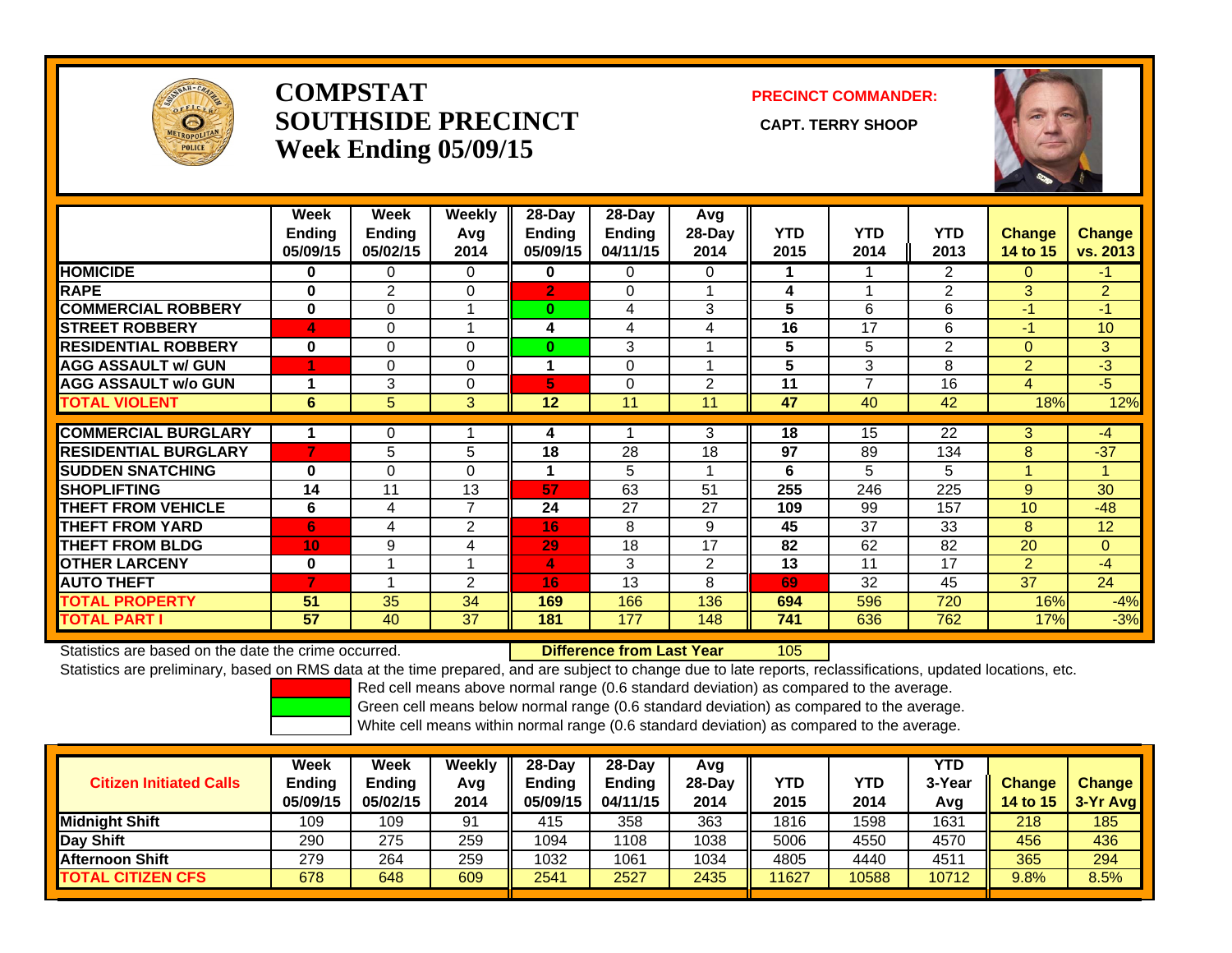# COMPSTAT
# SOUTHSIDE PRECINCT
# Week Ending 05/09/15

**PRECINCT COMMANDER:**

**CAPT. TERRY SHOOP**

| | Week Ending 05/09/15 | Week Ending 05/02/15 | Weekly Avg 2014 | 28-Day Ending 05/09/15 | 28-Day Ending 04/11/15 | Avg 28-Day 2014 | YTD 2015 | YTD 2014 | YTD 2013 | Change 14 to 15 | Change vs. 2013 |
|---|---|---|---|---|---|---|---|---|---|---|---|
| HOMICIDE | 0 | 0 | 0 | 0 | 0 | 0 | 1 | 1 | 2 | 0 | -1 |
| RAPE | 0 | 2 | 0 | 2 | 0 | 1 | 4 | 1 | 2 | 3 | 2 |
| COMMERCIAL ROBBERY | 0 | 0 | 1 | 0 | 4 | 3 | 5 | 6 | 6 | -1 | -1 |
| STREET ROBBERY | 4 | 0 | 1 | 4 | 4 | 4 | 16 | 17 | 6 | -1 | 10 |
| RESIDENTIAL ROBBERY | 0 | 0 | 0 | 0 | 3 | 1 | 5 | 5 | 2 | 0 | 3 |
| AGG ASSAULT w/ GUN | 1 | 0 | 0 | 1 | 0 | 1 | 5 | 3 | 8 | 2 | -3 |
| AGG ASSAULT w/o GUN | 1 | 3 | 0 | 5 | 0 | 2 | 11 | 7 | 16 | 4 | -5 |
| TOTAL VIOLENT | 6 | 5 | 3 | 12 | 11 | 11 | 47 | 40 | 42 | 18% | 12% |
| COMMERCIAL BURGLARY | 1 | 0 | 1 | 4 | 1 | 3 | 18 | 15 | 22 | 3 | -4 |
| RESIDENTIAL BURGLARY | 7 | 5 | 5 | 18 | 28 | 18 | 97 | 89 | 134 | 8 | -37 |
| SUDDEN SNATCHING | 0 | 0 | 0 | 1 | 5 | 1 | 6 | 5 | 5 | 1 | 1 |
| SHOPLIFTING | 14 | 11 | 13 | 57 | 63 | 51 | 255 | 246 | 225 | 9 | 30 |
| THEFT FROM VEHICLE | 6 | 4 | 7 | 24 | 27 | 27 | 109 | 99 | 157 | 10 | -48 |
| THEFT FROM YARD | 6 | 4 | 2 | 16 | 8 | 9 | 45 | 37 | 33 | 8 | 12 |
| THEFT FROM BLDG | 10 | 9 | 4 | 29 | 18 | 17 | 82 | 62 | 82 | 20 | 0 |
| OTHER LARCENY | 0 | 1 | 1 | 4 | 3 | 2 | 13 | 11 | 17 | 2 | -4 |
| AUTO THEFT | 7 | 1 | 2 | 16 | 13 | 8 | 69 | 32 | 45 | 37 | 24 |
| TOTAL PROPERTY | 51 | 35 | 34 | 169 | 166 | 136 | 694 | 596 | 720 | 16% | -4% |
| TOTAL PART I | 57 | 40 | 37 | 181 | 177 | 148 | 741 | 636 | 762 | 17% | -3% |

Statistics are based on the date the crime occurred. **Difference from Last Year** 105

Statistics are preliminary, based on RMS data at the time prepared, and are subject to change due to late reports, reclassifications, updated locations, etc.

Red cell means above normal range (0.6 standard deviation) as compared to the average.
Green cell means below normal range (0.6 standard deviation) as compared to the average.
White cell means within normal range (0.6 standard deviation) as compared to the average.

| Citizen Initiated Calls | Week Ending 05/09/15 | Week Ending 05/02/15 | Weekly Avg 2014 | 28-Day Ending 05/09/15 | 28-Day Ending 04/11/15 | Avg 28-Day 2014 | YTD 2015 | YTD 2014 | YTD 3-Year Avg | Change 14 to 15 | Change 3-Yr Avg |
|---|---|---|---|---|---|---|---|---|---|---|---|
| Midnight Shift | 109 | 109 | 91 | 415 | 358 | 363 | 1816 | 1598 | 1631 | 218 | 185 |
| Day Shift | 290 | 275 | 259 | 1094 | 1108 | 1038 | 5006 | 4550 | 4570 | 456 | 436 |
| Afternoon Shift | 279 | 264 | 259 | 1032 | 1061 | 1034 | 4805 | 4440 | 4511 | 365 | 294 |
| TOTAL CITIZEN CFS | 678 | 648 | 609 | 2541 | 2527 | 2435 | 11627 | 10588 | 10712 | 9.8% | 8.5% |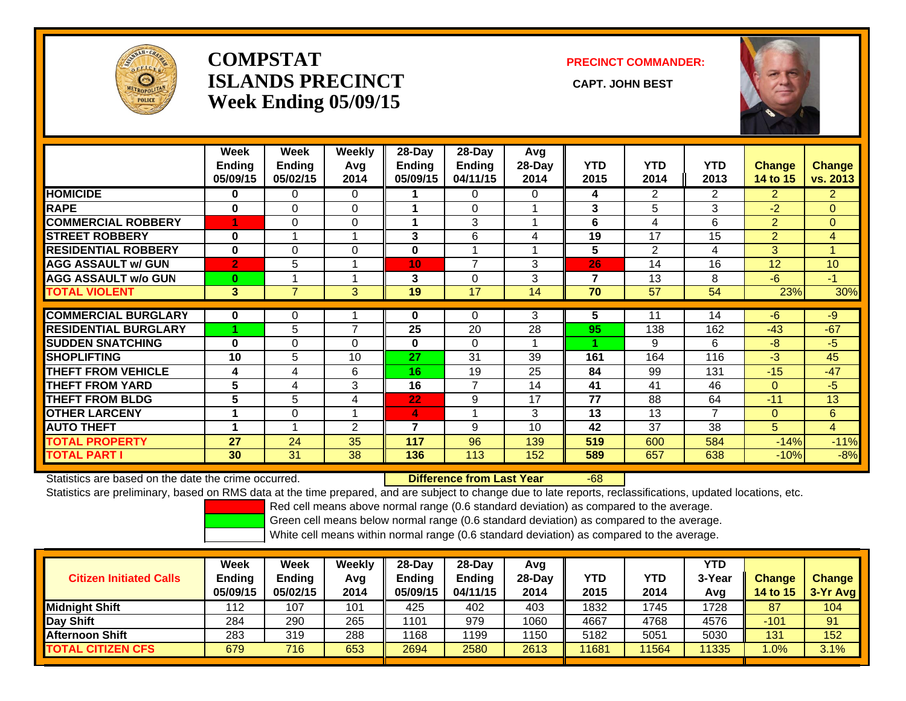# COMPSTAT
# ISLANDS PRECINCT
# Week Ending 05/09/15

**PRECINCT COMMANDER:**

**CAPT. JOHN BEST**

| | Week Ending 05/09/15 | Week Ending 05/02/15 | Weekly Avg 2014 | 28-Day Ending 05/09/15 | 28-Day Ending 04/11/15 | Avg 28-Day 2014 | YTD 2015 | YTD 2014 | YTD 2013 | Change 14 to 15 | Change vs. 2013 |
|---|---|---|---|---|---|---|---|---|---|---|---|
| HOMICIDE | 0 | 0 | 0 | 1 | 0 | 0 | 4 | 2 | 2 | 2 | 2 |
| RAPE | 0 | 0 | 0 | 1 | 0 | 1 | 3 | 5 | 3 | -2 | 0 |
| COMMERCIAL ROBBERY | 1 | 0 | 0 | 1 | 3 | 1 | 6 | 4 | 6 | 2 | 0 |
| STREET ROBBERY | 0 | 1 | 1 | 3 | 6 | 4 | 19 | 17 | 15 | 2 | 4 |
| RESIDENTIAL ROBBERY | 0 | 0 | 0 | 0 | 1 | 1 | 5 | 2 | 4 | 3 | 1 |
| AGG ASSAULT w/ GUN | 2 | 5 | 1 | 10 | 7 | 3 | 26 | 14 | 16 | 12 | 10 |
| AGG ASSAULT w/o GUN | 0 | 1 | 1 | 3 | 0 | 3 | 7 | 13 | 8 | -6 | -1 |
| TOTAL VIOLENT | 3 | 7 | 3 | 19 | 17 | 14 | 70 | 57 | 54 | 23% | 30% |
| COMMERCIAL BURGLARY | 0 | 0 | 1 | 0 | 0 | 3 | 5 | 11 | 14 | -6 | -9 |
| RESIDENTIAL BURGLARY | 1 | 5 | 7 | 25 | 20 | 28 | 95 | 138 | 162 | -43 | -67 |
| SUDDEN SNATCHING | 0 | 0 | 0 | 0 | 0 | 1 | 1 | 9 | 6 | -8 | -5 |
| SHOPLIFTING | 10 | 5 | 10 | 27 | 31 | 39 | 161 | 164 | 116 | -3 | 45 |
| THEFT FROM VEHICLE | 4 | 4 | 6 | 16 | 19 | 25 | 84 | 99 | 131 | -15 | -47 |
| THEFT FROM YARD | 5 | 4 | 3 | 16 | 7 | 14 | 41 | 41 | 46 | 0 | -5 |
| THEFT FROM BLDG | 5 | 5 | 4 | 22 | 9 | 17 | 77 | 88 | 64 | -11 | 13 |
| OTHER LARCENY | 1 | 0 | 1 | 4 | 1 | 3 | 13 | 13 | 7 | 0 | 6 |
| AUTO THEFT | 1 | 1 | 2 | 7 | 9 | 10 | 42 | 37 | 38 | 5 | 4 |
| TOTAL PROPERTY | 27 | 24 | 35 | 117 | 96 | 139 | 519 | 600 | 584 | -14% | -11% |
| TOTAL PART I | 30 | 31 | 38 | 136 | 113 | 152 | 589 | 657 | 638 | -10% | -8% |

Statistics are based on the date the crime occurred. **Difference from Last Year** -68

Statistics are preliminary, based on RMS data at the time prepared, and are subject to change due to late reports, reclassifications, updated locations, etc.

Red cell means above normal range (0.6 standard deviation) as compared to the average.

Green cell means below normal range (0.6 standard deviation) as compared to the average.

White cell means within normal range (0.6 standard deviation) as compared to the average.

| Citizen Initiated Calls | Week Ending 05/09/15 | Week Ending 05/02/15 | Weekly Avg 2014 | 28-Day Ending 05/09/15 | 28-Day Ending 04/11/15 | Avg 28-Day 2014 | YTD 2015 | YTD 2014 | YTD 3-Year Avg | Change 14 to 15 | Change 3-Yr Avg |
|---|---|---|---|---|---|---|---|---|---|---|---|
| Midnight Shift | 112 | 107 | 101 | 425 | 402 | 403 | 1832 | 1745 | 1728 | 87 | 104 |
| Day Shift | 284 | 290 | 265 | 1101 | 979 | 1060 | 4667 | 4768 | 4576 | -101 | 91 |
| Afternoon Shift | 283 | 319 | 288 | 1168 | 1199 | 1150 | 5182 | 5051 | 5030 | 131 | 152 |
| TOTAL CITIZEN CFS | 679 | 716 | 653 | 2694 | 2580 | 2613 | 11681 | 11564 | 11335 | 1.0% | 3.1% |